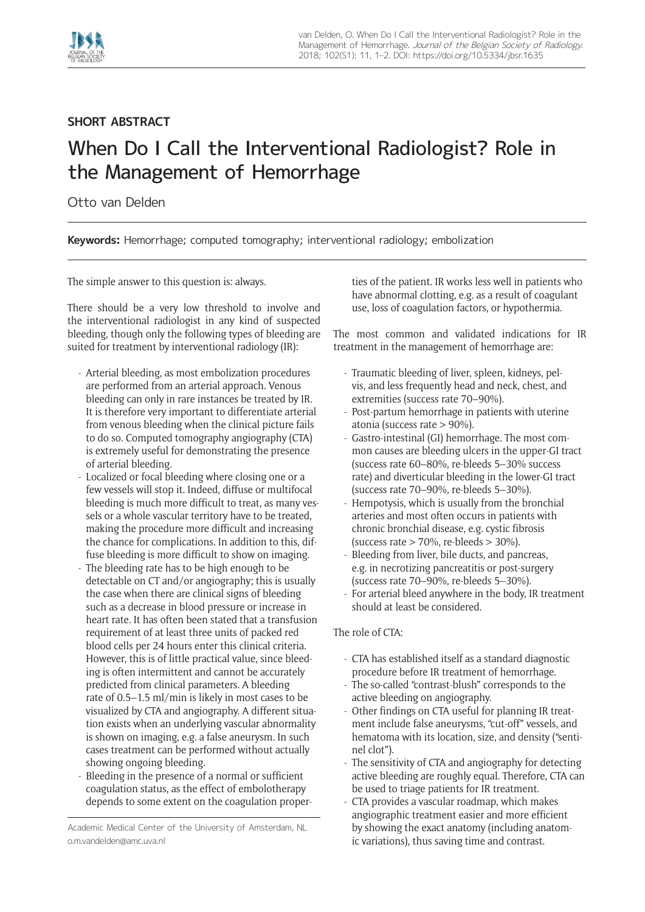SHORT ABSTRACT

# When Do I Call the Interventional Radiologist? Role in the Management of Hemorrhage

Otto van Delden

**Keywords:** Hemorrhage; computed tomography; interventional radiology; embolization

The simple answer to this question is: always.

There should be a very low threshold to involve and the interventional radiologist in any kind of suspected bleeding, though only the following types of bleeding are suited for treatment by interventional radiology (IR):

- Arterial bleeding, as most embolization procedures are performed from an arterial approach. Venous bleeding can only in rare instances be treated by IR. It is therefore very important to differentiate arterial from venous bleeding when the clinical picture fails to do so. Computed tomography angiography (CTA) is extremely useful for demonstrating the presence of arterial bleeding.
- Localized or focal bleeding where closing one or a few vessels will stop it. Indeed, diffuse or multifocal bleeding is much more difficult to treat, as many vessels or a whole vascular territory have to be treated, making the procedure more difficult and increasing the chance for complications. In addition to this, diffuse bleeding is more difficult to show on imaging.
- The bleeding rate has to be high enough to be detectable on CT and/or angiography; this is usually the case when there are clinical signs of bleeding such as a decrease in blood pressure or increase in heart rate. It has often been stated that a transfusion requirement of at least three units of packed red blood cells per 24 hours enter this clinical criteria. However, this is of little practical value, since bleeding is often intermittent and cannot be accurately predicted from clinical parameters. A bleeding rate of 0.5–1.5 ml/min is likely in most cases to be visualized by CTA and angiography. A different situation exists when an underlying vascular abnormality is shown on imaging, e.g. a false aneurysm. In such cases treatment can be performed without actually showing ongoing bleeding.
- Bleeding in the presence of a normal or sufficient coagulation status, as the effect of embolotherapy depends to some extent on the coagulation properties of the patient. IR works less well in patients who have abnormal clotting, e.g. as a result of coagulant use, loss of coagulation factors, or hypothermia.

The most common and validated indications for IR treatment in the management of hemorrhage are:

- Traumatic bleeding of liver, spleen, kidneys, pelvis, and less frequently head and neck, chest, and extremities (success rate 70–90%).
- Post-partum hemorrhage in patients with uterine atonia (success rate > 90%).
- Gastro-intestinal (GI) hemorrhage. The most common causes are bleeding ulcers in the upper-GI tract (success rate 60–80%, re-bleeds 5–30% success rate) and diverticular bleeding in the lower-GI tract (success rate 70–90%, re-bleeds 5–30%).
- Hempotysis, which is usually from the bronchial arteries and most often occurs in patients with chronic bronchial disease, e.g. cystic fibrosis (success rate > 70%, re-bleeds > 30%).
- Bleeding from liver, bile ducts, and pancreas, e.g. in necrotizing pancreatitis or post-surgery (success rate 70–90%, re-bleeds 5–30%).
- For arterial bleed anywhere in the body, IR treatment should at least be considered.

The role of CTA:

- CTA has established itself as a standard diagnostic procedure before IR treatment of hemorrhage.
- The so-called "contrast-blush" corresponds to the active bleeding on angiography.
- Other findings on CTA useful for planning IR treatment include false aneurysms, "cut-off" vessels, and hematoma with its location, size, and density ("sentinel clot").
- The sensitivity of CTA and angiography for detecting active bleeding are roughly equal. Therefore, CTA can be used to triage patients for IR treatment.
- CTA provides a vascular roadmap, which makes angiographic treatment easier and more efficient by showing the exact anatomy (including anatomic variations), thus saving time and contrast.

Academic Medical Center of the University of Amsterdam, NL
o.m.vandelden@amc.uva.nl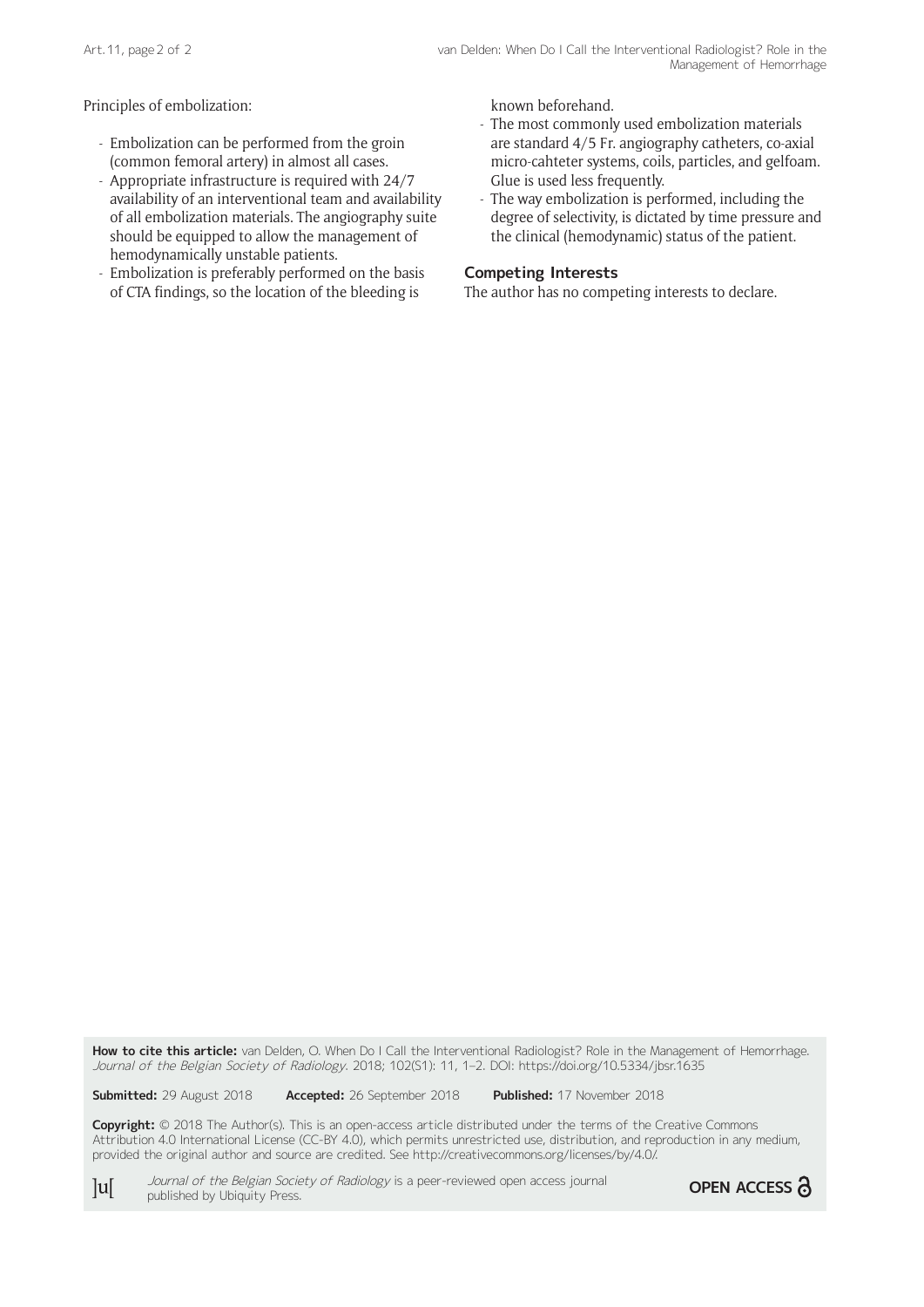Principles of embolization:

- Embolization can be performed from the groin (common femoral artery) in almost all cases.
- Appropriate infrastructure is required with 24/7 availability of an interventional team and availability of all embolization materials. The angiography suite should be equipped to allow the management of hemodynamically unstable patients.
- Embolization is preferably performed on the basis of CTA findings, so the location of the bleeding is known beforehand.
- The most commonly used embolization materials are standard 4/5 Fr. angiography catheters, co-axial micro-cahteter systems, coils, particles, and gelfoam. Glue is used less frequently.
- The way embolization is performed, including the degree of selectivity, is dictated by time pressure and the clinical (hemodynamic) status of the patient.

## Competing Interests

The author has no competing interests to declare.

**How to cite this article:** van Delden, O. When Do I Call the Interventional Radiologist? Role in the Management of Hemorrhage. *Journal of the Belgian Society of Radiology*. 2018; 102(S1): 11, 1–2. DOI: https://doi.org/10.5334/jbsr.1635

**Submitted:** 29 August 2018 **Accepted:** 26 September 2018 **Published:** 17 November 2018

**Copyright:** © 2018 The Author(s). This is an open-access article distributed under the terms of the Creative Commons Attribution 4.0 International License (CC-BY 4.0), which permits unrestricted use, distribution, and reproduction in any medium, provided the original author and source are credited. See http://creativecommons.org/licenses/by/4.0/.

*Journal of the Belgian Society of Radiology* is a peer-reviewed open access journal published by Ubiquity Press.

OPEN ACCESS